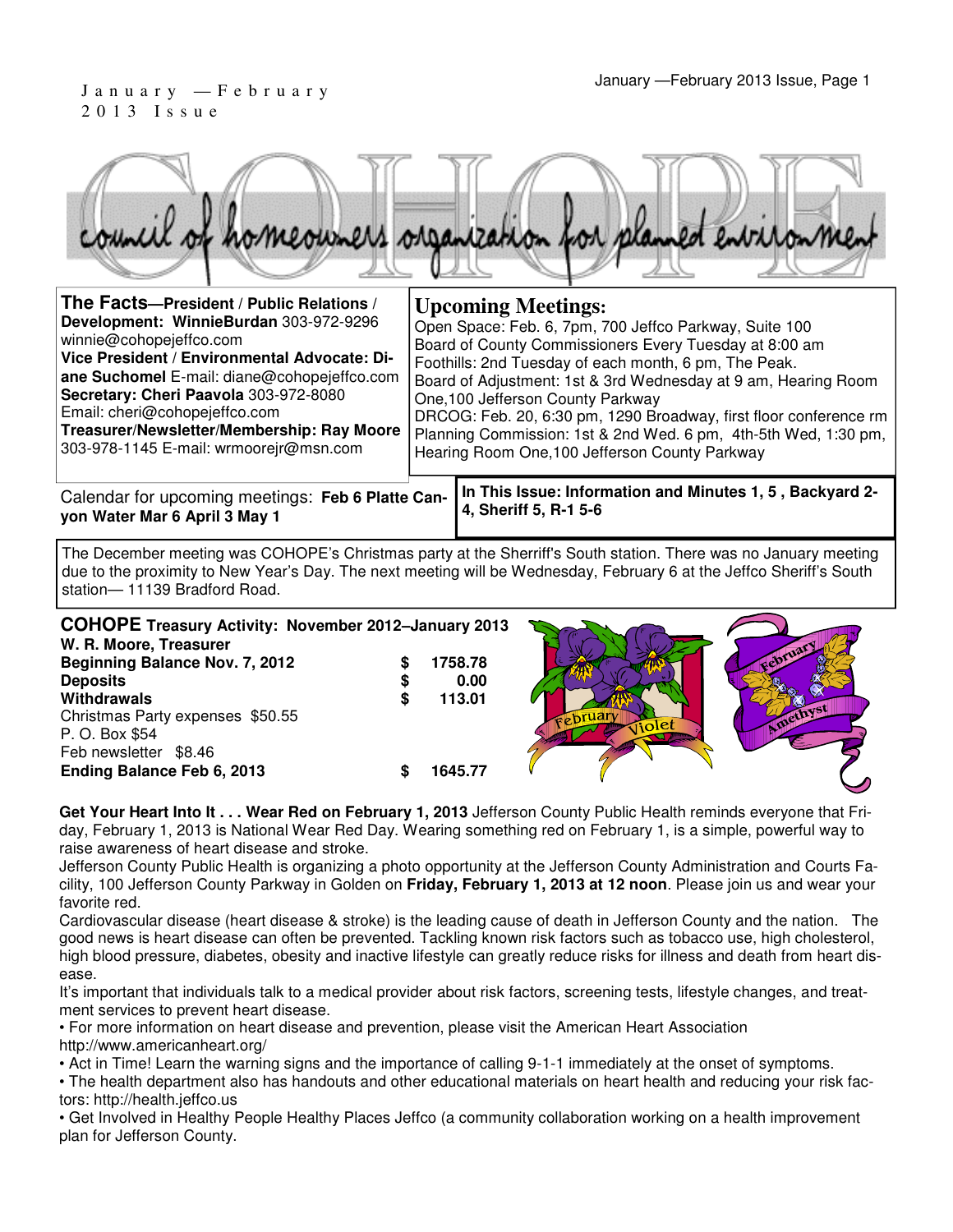January — February 2013 Issue

# COHOPE

council of homeowners organization for planned environment

**The Facts—President / Public Relations / Development: WinnieBurdan** 303-972-9296 winnie@cohopejeffco.com
**Vice President / Environmental Advocate: Diane Suchomel** E-mail: diane@cohopejeffco.com
**Secretary: Cheri Paavola** 303-972-8080 Email: cheri@cohopejeffco.com
**Treasurer/Newsletter/Membership: Ray Moore** 303-978-1145 E-mail: wrmoorejr@msn.com

## Upcoming Meetings:

Open Space: Feb. 6, 7pm, 700 Jeffco Parkway, Suite 100
Board of County Commissioners Every Tuesday at 8:00 am
Foothills: 2nd Tuesday of each month, 6 pm, The Peak.
Board of Adjustment: 1st & 3rd Wednesday at 9 am, Hearing Room One,100 Jefferson County Parkway
DRCOG: Feb. 20, 6:30 pm, 1290 Broadway, first floor conference rm
Planning Commission: 1st & 2nd Wed. 6 pm, 4th-5th Wed, 1:30 pm, Hearing Room One,100 Jefferson County Parkway

Calendar for upcoming meetings: **Feb 6 Platte Canyon Water Mar 6 April 3 May 1**

**In This Issue: Information and Minutes 1, 5 , Backyard 2-4, Sheriff 5, R-1 5-6**

The December meeting was COHOPE's Christmas party at the Sherriff's South station. There was no January meeting due to the proximity to New Year's Day. The next meeting will be Wednesday, February 6 at the Jeffco Sheriff's South station— 11139 Bradford Road.

**COHOPE Treasury Activity: November 2012–January 2013**
**W. R. Moore, Treasurer**

| | | |
|---|---|---|
| **Beginning Balance Nov. 7, 2012** | **$** | **1758.78** |
| **Deposits** | **$** | **0.00** |
| **Withdrawals** | **$** | **113.01** |
| Christmas Party expenses $50.55 | | |
| P. O. Box $54 | | |
| Feb newsletter $8.46 | | |
| **Ending Balance Feb 6, 2013** | **$** | **1645.77** |

February Violet

February Amethyst

**Get Your Heart Into It . . . Wear Red on February 1, 2013** Jefferson County Public Health reminds everyone that Friday, February 1, 2013 is National Wear Red Day. Wearing something red on February 1, is a simple, powerful way to raise awareness of heart disease and stroke.

Jefferson County Public Health is organizing a photo opportunity at the Jefferson County Administration and Courts Facility, 100 Jefferson County Parkway in Golden on **Friday, February 1, 2013 at 12 noon**. Please join us and wear your favorite red.

Cardiovascular disease (heart disease & stroke) is the leading cause of death in Jefferson County and the nation. The good news is heart disease can often be prevented. Tackling known risk factors such as tobacco use, high cholesterol, high blood pressure, diabetes, obesity and inactive lifestyle can greatly reduce risks for illness and death from heart disease.

It's important that individuals talk to a medical provider about risk factors, screening tests, lifestyle changes, and treatment services to prevent heart disease.

- For more information on heart disease and prevention, please visit the American Heart Association http://www.americanheart.org/
- Act in Time! Learn the warning signs and the importance of calling 9-1-1 immediately at the onset of symptoms.
- The health department also has handouts and other educational materials on heart health and reducing your risk factors: http://health.jeffco.us
- Get Involved in Healthy People Healthy Places Jeffco (a community collaboration working on a health improvement plan for Jefferson County.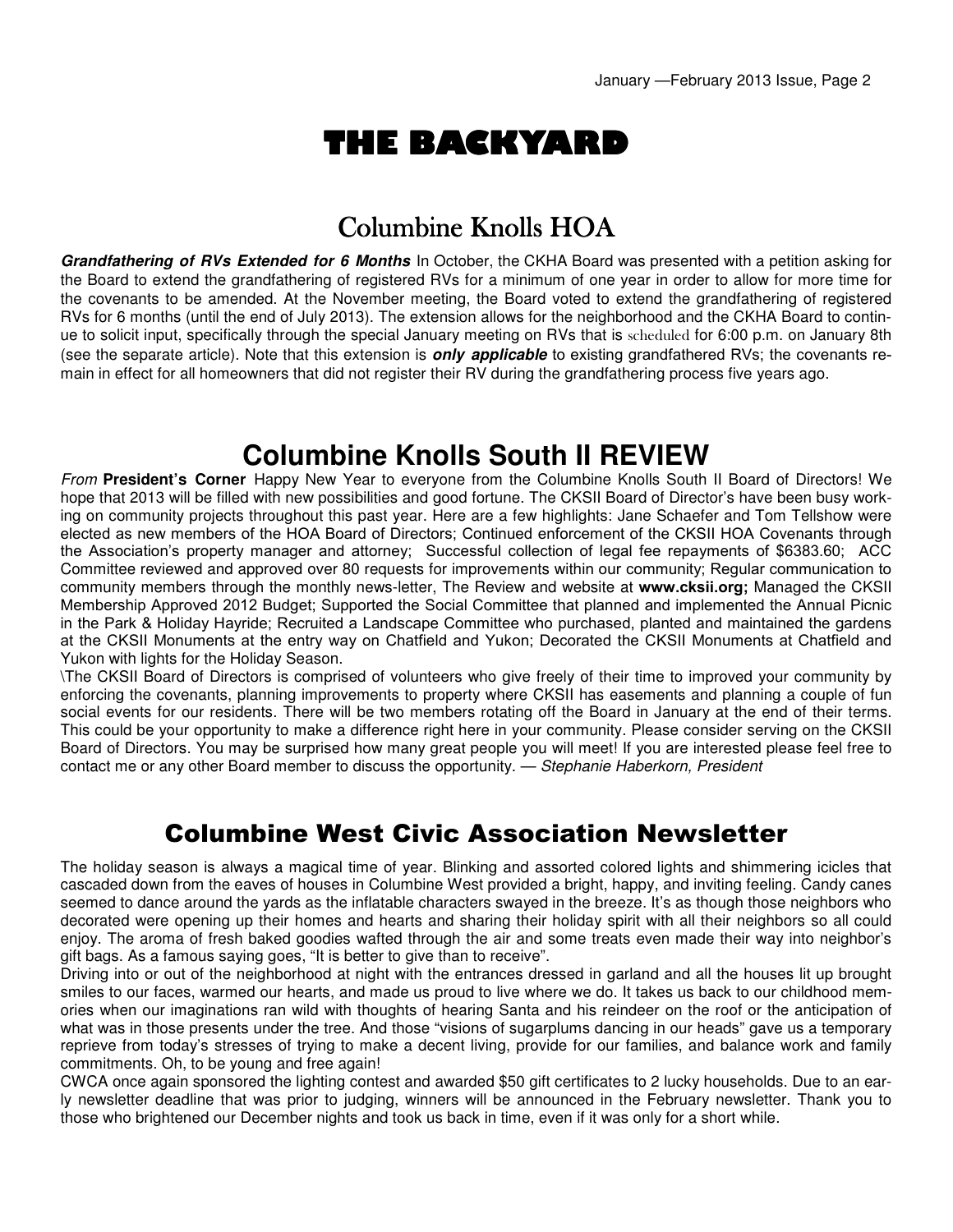# THE BACKYARD

## Columbine Knolls HOA

***Grandfathering of RVs Extended for 6 Months*** In October, the CKHA Board was presented with a petition asking for the Board to extend the grandfathering of registered RVs for a minimum of one year in order to allow for more time for the covenants to be amended. At the November meeting, the Board voted to extend the grandfathering of registered RVs for 6 months (until the end of July 2013). The extension allows for the neighborhood and the CKHA Board to continue to solicit input, specifically through the special January meeting on RVs that is scheduled for 6:00 p.m. on January 8th (see the separate article). Note that this extension is ***only applicable*** to existing grandfathered RVs; the covenants remain in effect for all homeowners that did not register their RV during the grandfathering process five years ago.

## Columbine Knolls South II REVIEW

*From* **President's Corner** Happy New Year to everyone from the Columbine Knolls South II Board of Directors! We hope that 2013 will be filled with new possibilities and good fortune. The CKSII Board of Director's have been busy working on community projects throughout this past year. Here are a few highlights: Jane Schaefer and Tom Tellshow were elected as new members of the HOA Board of Directors; Continued enforcement of the CKSII HOA Covenants through the Association's property manager and attorney; Successful collection of legal fee repayments of $6383.60; ACC Committee reviewed and approved over 80 requests for improvements within our community; Regular communication to community members through the monthly news-letter, The Review and website at **www.cksii.org;** Managed the CKSII Membership Approved 2012 Budget; Supported the Social Committee that planned and implemented the Annual Picnic in the Park & Holiday Hayride; Recruited a Landscape Committee who purchased, planted and maintained the gardens at the CKSII Monuments at the entry way on Chatfield and Yukon; Decorated the CKSII Monuments at Chatfield and Yukon with lights for the Holiday Season.

\The CKSII Board of Directors is comprised of volunteers who give freely of their time to improved your community by enforcing the covenants, planning improvements to property where CKSII has easements and planning a couple of fun social events for our residents. There will be two members rotating off the Board in January at the end of their terms. This could be your opportunity to make a difference right here in your community. Please consider serving on the CKSII Board of Directors. You may be surprised how many great people you will meet! If you are interested please feel free to contact me or any other Board member to discuss the opportunity. — *Stephanie Haberkorn, President*

## Columbine West Civic Association Newsletter

The holiday season is always a magical time of year. Blinking and assorted colored lights and shimmering icicles that cascaded down from the eaves of houses in Columbine West provided a bright, happy, and inviting feeling. Candy canes seemed to dance around the yards as the inflatable characters swayed in the breeze. It's as though those neighbors who decorated were opening up their homes and hearts and sharing their holiday spirit with all their neighbors so all could enjoy. The aroma of fresh baked goodies wafted through the air and some treats even made their way into neighbor's gift bags. As a famous saying goes, "It is better to give than to receive".

Driving into or out of the neighborhood at night with the entrances dressed in garland and all the houses lit up brought smiles to our faces, warmed our hearts, and made us proud to live where we do. It takes us back to our childhood memories when our imaginations ran wild with thoughts of hearing Santa and his reindeer on the roof or the anticipation of what was in those presents under the tree. And those "visions of sugarplums dancing in our heads" gave us a temporary reprieve from today's stresses of trying to make a decent living, provide for our families, and balance work and family commitments. Oh, to be young and free again!

CWCA once again sponsored the lighting contest and awarded $50 gift certificates to 2 lucky households. Due to an early newsletter deadline that was prior to judging, winners will be announced in the February newsletter. Thank you to those who brightened our December nights and took us back in time, even if it was only for a short while.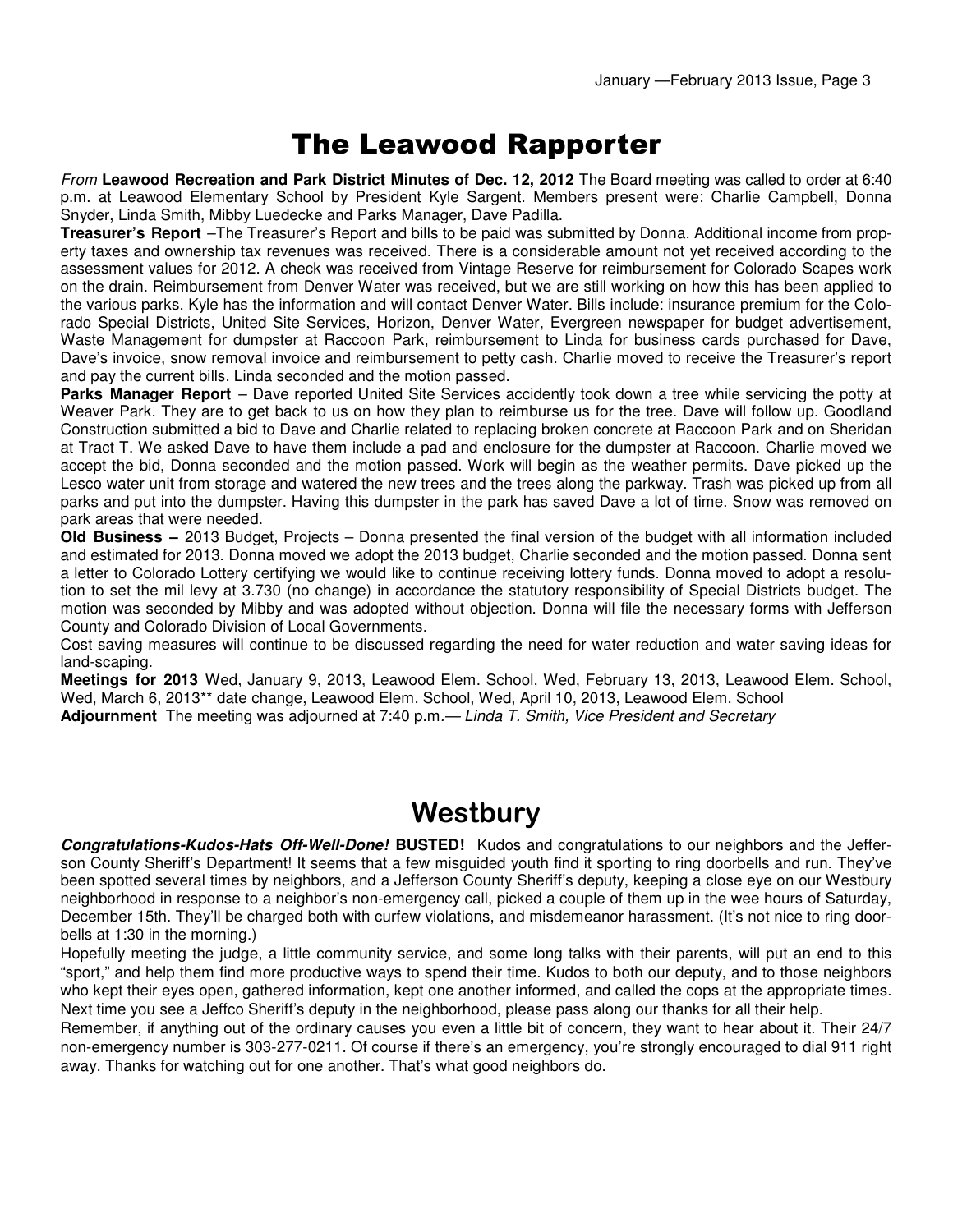# The Leawood Rapporter

*From* **Leawood Recreation and Park District Minutes of Dec. 12, 2012** The Board meeting was called to order at 6:40 p.m. at Leawood Elementary School by President Kyle Sargent. Members present were: Charlie Campbell, Donna Snyder, Linda Smith, Mibby Luedecke and Parks Manager, Dave Padilla.

**Treasurer's Report** –The Treasurer's Report and bills to be paid was submitted by Donna. Additional income from property taxes and ownership tax revenues was received. There is a considerable amount not yet received according to the assessment values for 2012. A check was received from Vintage Reserve for reimbursement for Colorado Scapes work on the drain. Reimbursement from Denver Water was received, but we are still working on how this has been applied to the various parks. Kyle has the information and will contact Denver Water. Bills include: insurance premium for the Colorado Special Districts, United Site Services, Horizon, Denver Water, Evergreen newspaper for budget advertisement, Waste Management for dumpster at Raccoon Park, reimbursement to Linda for business cards purchased for Dave, Dave's invoice, snow removal invoice and reimbursement to petty cash. Charlie moved to receive the Treasurer's report and pay the current bills. Linda seconded and the motion passed.

**Parks Manager Report** – Dave reported United Site Services accidently took down a tree while servicing the potty at Weaver Park. They are to get back to us on how they plan to reimburse us for the tree. Dave will follow up. Goodland Construction submitted a bid to Dave and Charlie related to replacing broken concrete at Raccoon Park and on Sheridan at Tract T. We asked Dave to have them include a pad and enclosure for the dumpster at Raccoon. Charlie moved we accept the bid, Donna seconded and the motion passed. Work will begin as the weather permits. Dave picked up the Lesco water unit from storage and watered the new trees and the trees along the parkway. Trash was picked up from all parks and put into the dumpster. Having this dumpster in the park has saved Dave a lot of time. Snow was removed on park areas that were needed.

**Old Business –** 2013 Budget, Projects – Donna presented the final version of the budget with all information included and estimated for 2013. Donna moved we adopt the 2013 budget, Charlie seconded and the motion passed. Donna sent a letter to Colorado Lottery certifying we would like to continue receiving lottery funds. Donna moved to adopt a resolution to set the mil levy at 3.730 (no change) in accordance the statutory responsibility of Special Districts budget. The motion was seconded by Mibby and was adopted without objection. Donna will file the necessary forms with Jefferson County and Colorado Division of Local Governments.

Cost saving measures will continue to be discussed regarding the need for water reduction and water saving ideas for land-scaping.

**Meetings for 2013** Wed, January 9, 2013, Leawood Elem. School, Wed, February 13, 2013, Leawood Elem. School, Wed, March 6, 2013** date change, Leawood Elem. School, Wed, April 10, 2013, Leawood Elem. School

**Adjournment** The meeting was adjourned at 7:40 p.m.— *Linda T. Smith, Vice President and Secretary*

# Westbury

***Congratulations-Kudos-Hats Off-Well-Done!*** **BUSTED!** Kudos and congratulations to our neighbors and the Jefferson County Sheriff's Department! It seems that a few misguided youth find it sporting to ring doorbells and run. They've been spotted several times by neighbors, and a Jefferson County Sheriff's deputy, keeping a close eye on our Westbury neighborhood in response to a neighbor's non-emergency call, picked a couple of them up in the wee hours of Saturday, December 15th. They'll be charged both with curfew violations, and misdemeanor harassment. (It's not nice to ring doorbells at 1:30 in the morning.)

Hopefully meeting the judge, a little community service, and some long talks with their parents, will put an end to this "sport," and help them find more productive ways to spend their time. Kudos to both our deputy, and to those neighbors who kept their eyes open, gathered information, kept one another informed, and called the cops at the appropriate times. Next time you see a Jeffco Sheriff's deputy in the neighborhood, please pass along our thanks for all their help.

Remember, if anything out of the ordinary causes you even a little bit of concern, they want to hear about it. Their 24/7 non-emergency number is 303-277-0211. Of course if there's an emergency, you're strongly encouraged to dial 911 right away. Thanks for watching out for one another. That's what good neighbors do.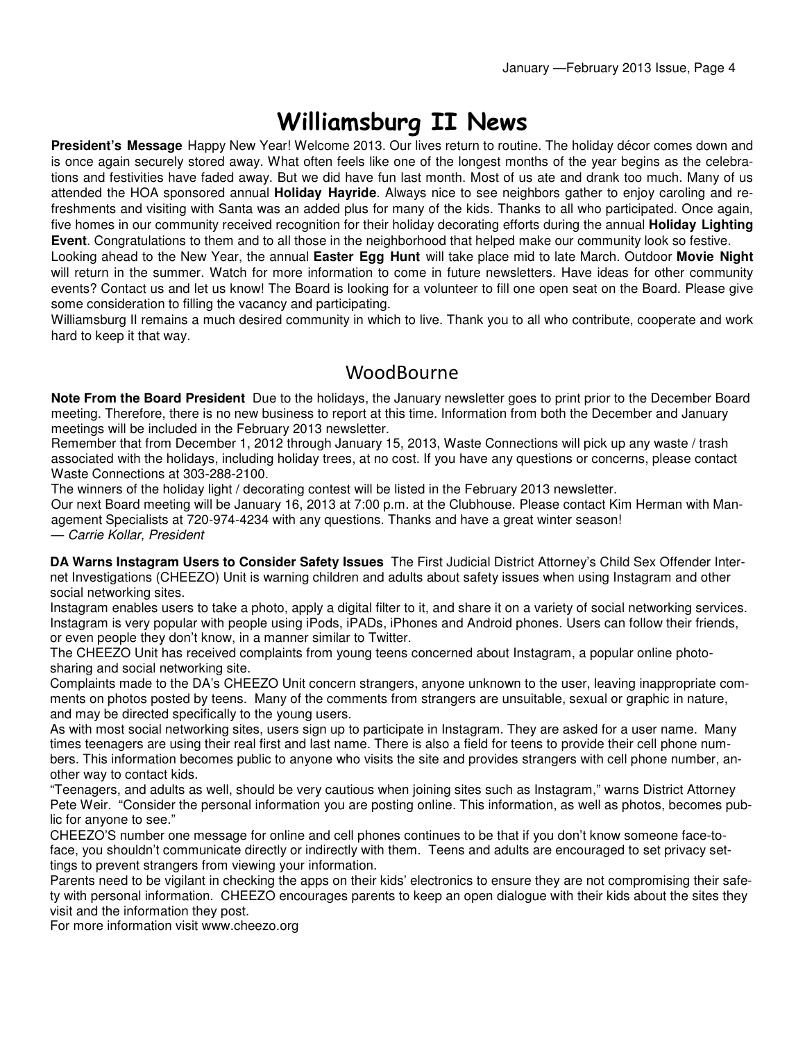# Williamsburg II News

**President's Message** Happy New Year! Welcome 2013. Our lives return to routine. The holiday décor comes down and is once again securely stored away. What often feels like one of the longest months of the year begins as the celebrations and festivities have faded away. But we did have fun last month. Most of us ate and drank too much. Many of us attended the HOA sponsored annual **Holiday Hayride**. Always nice to see neighbors gather to enjoy caroling and refreshments and visiting with Santa was an added plus for many of the kids. Thanks to all who participated. Once again, five homes in our community received recognition for their holiday decorating efforts during the annual **Holiday Lighting Event**. Congratulations to them and to all those in the neighborhood that helped make our community look so festive.

Looking ahead to the New Year, the annual **Easter Egg Hunt** will take place mid to late March. Outdoor **Movie Night** will return in the summer. Watch for more information to come in future newsletters. Have ideas for other community events? Contact us and let us know! The Board is looking for a volunteer to fill one open seat on the Board. Please give some consideration to filling the vacancy and participating.

Williamsburg II remains a much desired community in which to live. Thank you to all who contribute, cooperate and work hard to keep it that way.

## WoodBourne

**Note From the Board President** Due to the holidays, the January newsletter goes to print prior to the December Board meeting. Therefore, there is no new business to report at this time. Information from both the December and January meetings will be included in the February 2013 newsletter.

Remember that from December 1, 2012 through January 15, 2013, Waste Connections will pick up any waste / trash associated with the holidays, including holiday trees, at no cost. If you have any questions or concerns, please contact Waste Connections at 303-288-2100.

The winners of the holiday light / decorating contest will be listed in the February 2013 newsletter.

Our next Board meeting will be January 16, 2013 at 7:00 p.m. at the Clubhouse. Please contact Kim Herman with Management Specialists at 720-974-4234 with any questions. Thanks and have a great winter season!

— *Carrie Kollar, President*

**DA Warns Instagram Users to Consider Safety Issues** The First Judicial District Attorney's Child Sex Offender Internet Investigations (CHEEZO) Unit is warning children and adults about safety issues when using Instagram and other social networking sites.

Instagram enables users to take a photo, apply a digital filter to it, and share it on a variety of social networking services. Instagram is very popular with people using iPods, iPADs, iPhones and Android phones. Users can follow their friends, or even people they don't know, in a manner similar to Twitter.

The CHEEZO Unit has received complaints from young teens concerned about Instagram, a popular online photo-sharing and social networking site.

Complaints made to the DA's CHEEZO Unit concern strangers, anyone unknown to the user, leaving inappropriate comments on photos posted by teens. Many of the comments from strangers are unsuitable, sexual or graphic in nature, and may be directed specifically to the young users.

As with most social networking sites, users sign up to participate in Instagram. They are asked for a user name. Many times teenagers are using their real first and last name. There is also a field for teens to provide their cell phone numbers. This information becomes public to anyone who visits the site and provides strangers with cell phone number, another way to contact kids.

"Teenagers, and adults as well, should be very cautious when joining sites such as Instagram," warns District Attorney Pete Weir. "Consider the personal information you are posting online. This information, as well as photos, becomes public for anyone to see."

CHEEZO'S number one message for online and cell phones continues to be that if you don't know someone face-to-face, you shouldn't communicate directly or indirectly with them. Teens and adults are encouraged to set privacy settings to prevent strangers from viewing your information.

Parents need to be vigilant in checking the apps on their kids' electronics to ensure they are not compromising their safety with personal information. CHEEZO encourages parents to keep an open dialogue with their kids about the sites they visit and the information they post.

For more information visit www.cheezo.org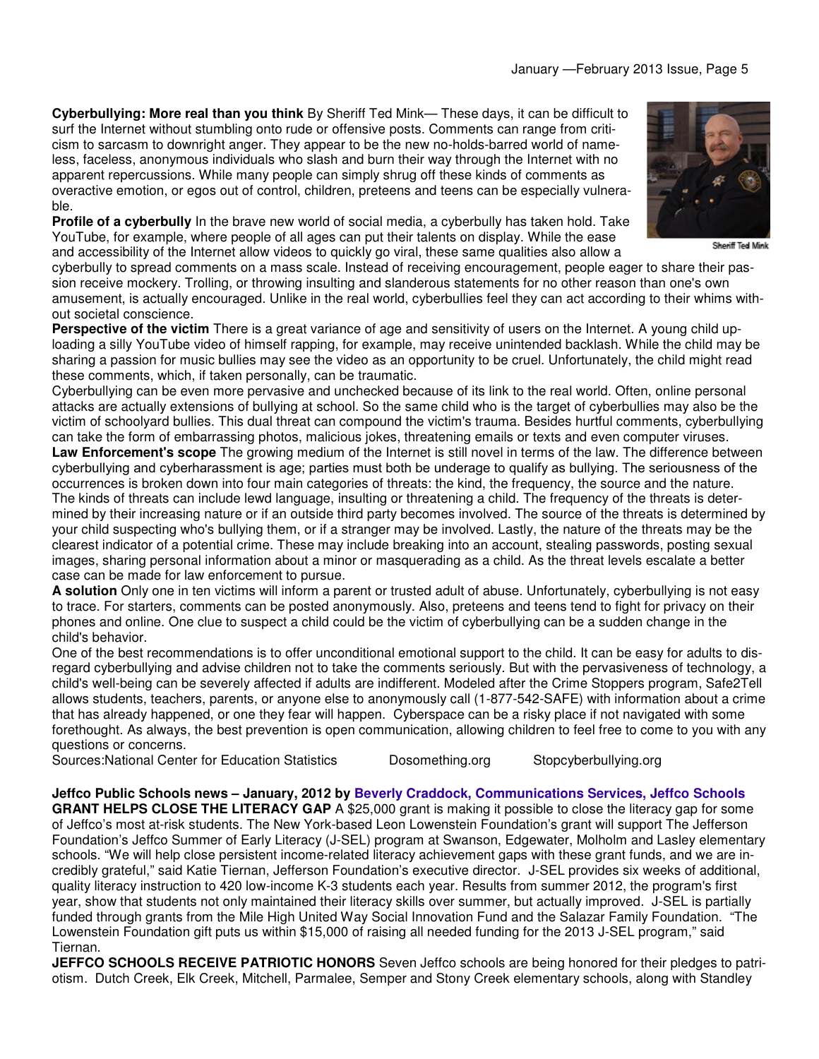**Cyberbullying: More real than you think** By Sheriff Ted Mink— These days, it can be difficult to surf the Internet without stumbling onto rude or offensive posts. Comments can range from criticism to sarcasm to downright anger. They appear to be the new no-holds-barred world of nameless, faceless, anonymous individuals who slash and burn their way through the Internet with no apparent repercussions. While many people can simply shrug off these kinds of comments as overactive emotion, or egos out of control, children, preteens and teens can be especially vulnerable.

Sheriff Ted Mink

**Profile of a cyberbully** In the brave new world of social media, a cyberbully has taken hold. Take YouTube, for example, where people of all ages can put their talents on display. While the ease and accessibility of the Internet allow videos to quickly go viral, these same qualities also allow a cyberbully to spread comments on a mass scale. Instead of receiving encouragement, people eager to share their passion receive mockery. Trolling, or throwing insulting and slanderous statements for no other reason than one's own amusement, is actually encouraged. Unlike in the real world, cyberbullies feel they can act according to their whims without societal conscience.

**Perspective of the victim** There is a great variance of age and sensitivity of users on the Internet. A young child uploading a silly YouTube video of himself rapping, for example, may receive unintended backlash. While the child may be sharing a passion for music bullies may see the video as an opportunity to be cruel. Unfortunately, the child might read these comments, which, if taken personally, can be traumatic.

Cyberbullying can be even more pervasive and unchecked because of its link to the real world. Often, online personal attacks are actually extensions of bullying at school. So the same child who is the target of cyberbullies may also be the victim of schoolyard bullies. This dual threat can compound the victim's trauma. Besides hurtful comments, cyberbullying can take the form of embarrassing photos, malicious jokes, threatening emails or texts and even computer viruses.

**Law Enforcement's scope** The growing medium of the Internet is still novel in terms of the law. The difference between cyberbullying and cyberharassment is age; parties must both be underage to qualify as bullying. The seriousness of the occurrences is broken down into four main categories of threats: the kind, the frequency, the source and the nature. The kinds of threats can include lewd language, insulting or threatening a child. The frequency of the threats is determined by their increasing nature or if an outside third party becomes involved. The source of the threats is determined by your child suspecting who's bullying them, or if a stranger may be involved. Lastly, the nature of the threats may be the clearest indicator of a potential crime. These may include breaking into an account, stealing passwords, posting sexual images, sharing personal information about a minor or masquerading as a child. As the threat levels escalate a better case can be made for law enforcement to pursue.

**A solution** Only one in ten victims will inform a parent or trusted adult of abuse. Unfortunately, cyberbullying is not easy to trace. For starters, comments can be posted anonymously. Also, preteens and teens tend to fight for privacy on their phones and online. One clue to suspect a child could be the victim of cyberbullying can be a sudden change in the child's behavior.

One of the best recommendations is to offer unconditional emotional support to the child. It can be easy for adults to disregard cyberbullying and advise children not to take the comments seriously. But with the pervasiveness of technology, a child's well-being can be severely affected if adults are indifferent. Modeled after the Crime Stoppers program, Safe2Tell allows students, teachers, parents, or anyone else to anonymously call (1-877-542-SAFE) with information about a crime that has already happened, or one they fear will happen. Cyberspace can be a risky place if not navigated with some forethought. As always, the best prevention is open communication, allowing children to feel free to come to you with any questions or concerns.

Sources:National Center for Education Statistics Dosomething.org Stopcyberbullying.org

**Jeffco Public Schools news – January, 2012 by Beverly Craddock, Communications Services, Jeffco Schools**

**GRANT HELPS CLOSE THE LITERACY GAP** A $25,000 grant is making it possible to close the literacy gap for some of Jeffco's most at-risk students. The New York-based Leon Lowenstein Foundation's grant will support The Jefferson Foundation's Jeffco Summer of Early Literacy (J-SEL) program at Swanson, Edgewater, Molholm and Lasley elementary schools. "We will help close persistent income-related literacy achievement gaps with these grant funds, and we are incredibly grateful," said Katie Tiernan, Jefferson Foundation's executive director. J-SEL provides six weeks of additional, quality literacy instruction to 420 low-income K-3 students each year. Results from summer 2012, the program's first year, show that students not only maintained their literacy skills over summer, but actually improved. J-SEL is partially funded through grants from the Mile High United Way Social Innovation Fund and the Salazar Family Foundation. "The Lowenstein Foundation gift puts us within $15,000 of raising all needed funding for the 2013 J-SEL program," said Tiernan.

**JEFFCO SCHOOLS RECEIVE PATRIOTIC HONORS** Seven Jeffco schools are being honored for their pledges to patriotism. Dutch Creek, Elk Creek, Mitchell, Parmalee, Semper and Stony Creek elementary schools, along with Standley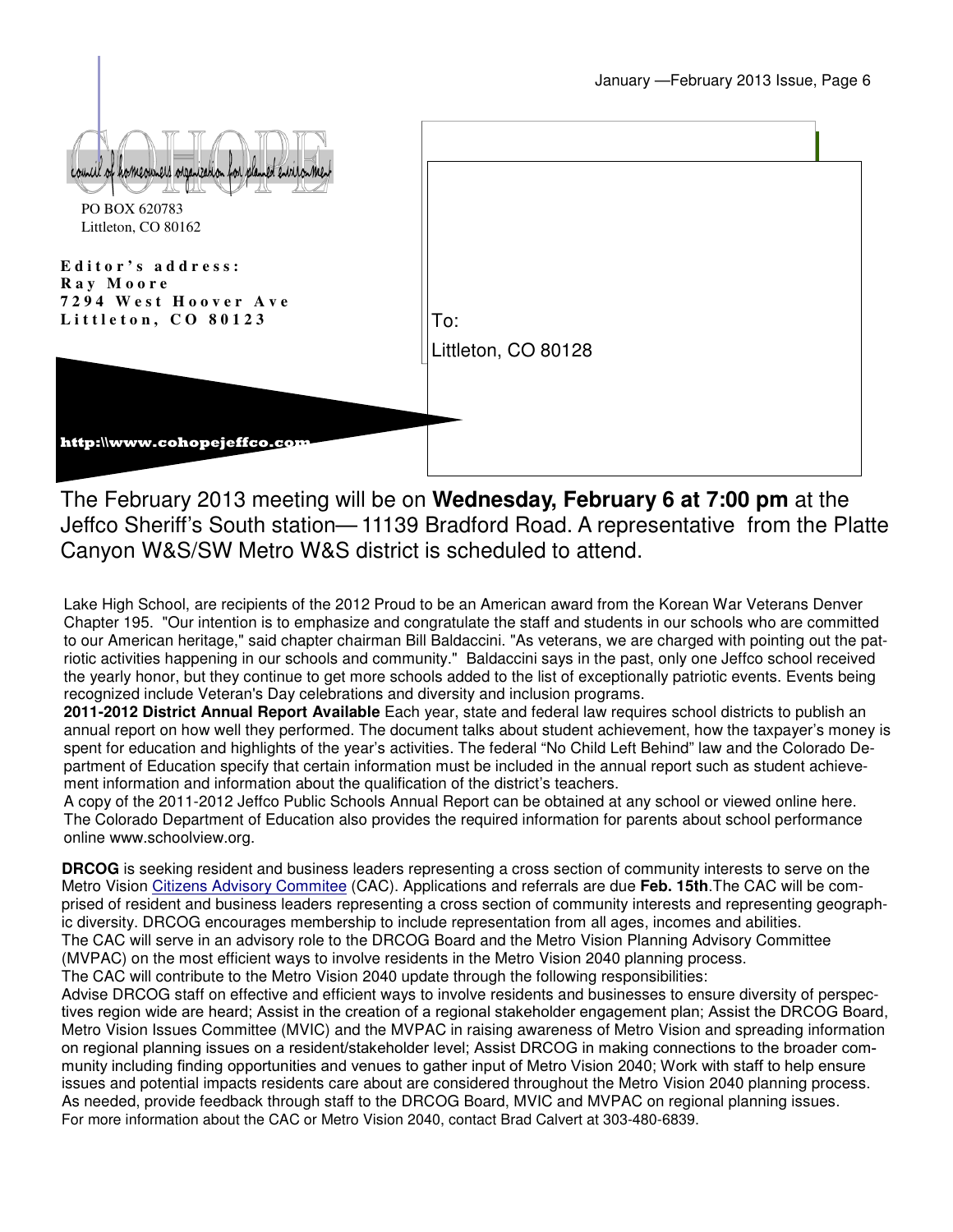COHOPE

council of homeowners organization for planned environment

PO BOX 620783
Littleton, CO 80162

**Editor's address:**
**Ray Moore**
**7294 West Hoover Ave**
**Littleton, CO 80123**

http:\\www.cohopejeffco.com

To:

Littleton, CO 80128

The February 2013 meeting will be on **Wednesday, February 6 at 7:00 pm** at the Jeffco Sheriff's South station— 11139 Bradford Road. A representative from the Platte Canyon W&S/SW Metro W&S district is scheduled to attend.

Lake High School, are recipients of the 2012 Proud to be an American award from the Korean War Veterans Denver Chapter 195. "Our intention is to emphasize and congratulate the staff and students in our schools who are committed to our American heritage," said chapter chairman Bill Baldaccini. "As veterans, we are charged with pointing out the patriotic activities happening in our schools and community." Baldaccini says in the past, only one Jeffco school received the yearly honor, but they continue to get more schools added to the list of exceptionally patriotic events. Events being recognized include Veteran's Day celebrations and diversity and inclusion programs.

**2011-2012 District Annual Report Available** Each year, state and federal law requires school districts to publish an annual report on how well they performed. The document talks about student achievement, how the taxpayer's money is spent for education and highlights of the year's activities. The federal "No Child Left Behind" law and the Colorado Department of Education specify that certain information must be included in the annual report such as student achievement information and information about the qualification of the district's teachers.

A copy of the 2011-2012 Jeffco Public Schools Annual Report can be obtained at any school or viewed online here. The Colorado Department of Education also provides the required information for parents about school performance online www.schoolview.org.

**DRCOG** is seeking resident and business leaders representing a cross section of community interests to serve on the Metro Vision Citizens Advisory Commitee (CAC). Applications and referrals are due **Feb. 15th**.The CAC will be comprised of resident and business leaders representing a cross section of community interests and representing geographic diversity. DRCOG encourages membership to include representation from all ages, incomes and abilities.

The CAC will serve in an advisory role to the DRCOG Board and the Metro Vision Planning Advisory Committee (MVPAC) on the most efficient ways to involve residents in the Metro Vision 2040 planning process.

The CAC will contribute to the Metro Vision 2040 update through the following responsibilities:

Advise DRCOG staff on effective and efficient ways to involve residents and businesses to ensure diversity of perspectives region wide are heard; Assist in the creation of a regional stakeholder engagement plan; Assist the DRCOG Board, Metro Vision Issues Committee (MVIC) and the MVPAC in raising awareness of Metro Vision and spreading information on regional planning issues on a resident/stakeholder level; Assist DRCOG in making connections to the broader community including finding opportunities and venues to gather input of Metro Vision 2040; Work with staff to help ensure issues and potential impacts residents care about are considered throughout the Metro Vision 2040 planning process. As needed, provide feedback through staff to the DRCOG Board, MVIC and MVPAC on regional planning issues.

For more information about the CAC or Metro Vision 2040, contact Brad Calvert at 303-480-6839.